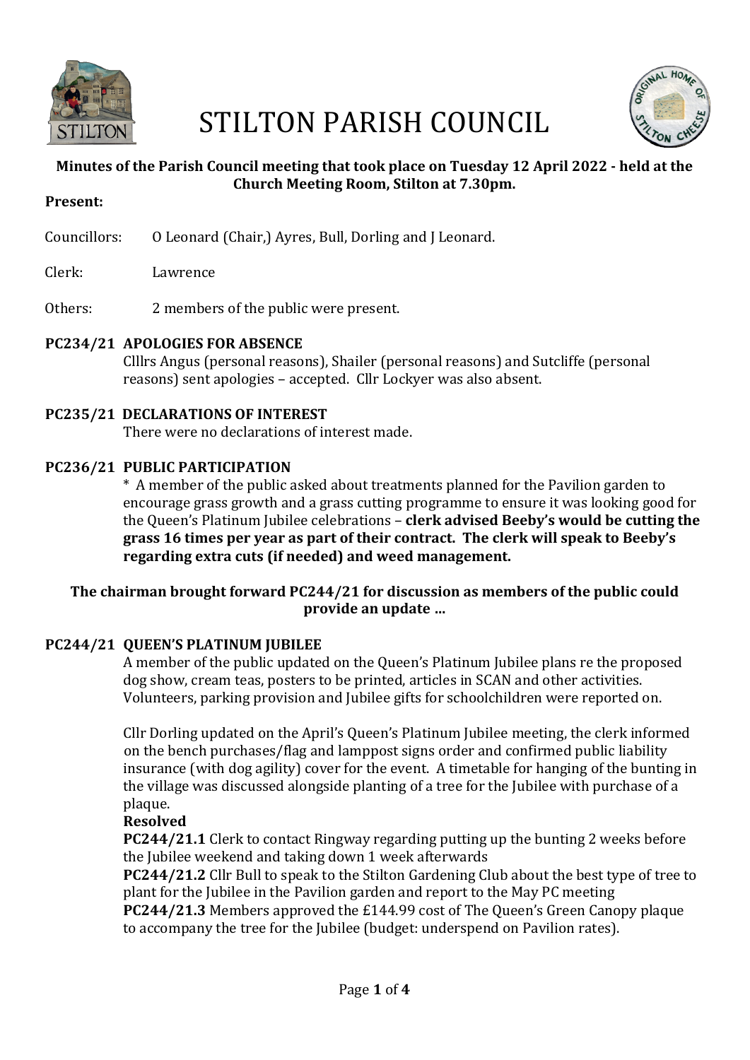# STILTON PARISH COUNCIL

**Minutes of the Parish Council meeting that took place on Tuesday 12 April 2022 - held at the Church Meeting Room, Stilton at 7.30pm.**

**Present:**

Councillors: O Leonard (Chair,) Ayres, Bull, Dorling and J Leonard.

Clerk: Lawrence

Others: 2 members of the public were present.

**PC234/21 APOLOGIES FOR ABSENCE**

Clllrs Angus (personal reasons), Shailer (personal reasons) and Sutcliffe (personal reasons) sent apologies – accepted. Cllr Lockyer was also absent.

**PC235/21 DECLARATIONS OF INTEREST**

There were no declarations of interest made.

**PC236/21 PUBLIC PARTICIPATION**

\* A member of the public asked about treatments planned for the Pavilion garden to encourage grass growth and a grass cutting programme to ensure it was looking good for the Queen's Platinum Jubilee celebrations – **clerk advised Beeby's would be cutting the grass 16 times per year as part of their contract. The clerk will speak to Beeby's regarding extra cuts (if needed) and weed management.**

**The chairman brought forward PC244/21 for discussion as members of the public could provide an update …**

**PC244/21 QUEEN'S PLATINUM JUBILEE**

A member of the public updated on the Queen's Platinum Jubilee plans re the proposed dog show, cream teas, posters to be printed, articles in SCAN and other activities. Volunteers, parking provision and Jubilee gifts for schoolchildren were reported on.

Cllr Dorling updated on the April's Queen's Platinum Jubilee meeting, the clerk informed on the bench purchases/flag and lamppost signs order and confirmed public liability insurance (with dog agility) cover for the event. A timetable for hanging of the bunting in the village was discussed alongside planting of a tree for the Jubilee with purchase of a plaque.

**Resolved**

**PC244/21.1** Clerk to contact Ringway regarding putting up the bunting 2 weeks before the Jubilee weekend and taking down 1 week afterwards

**PC244/21.2** Cllr Bull to speak to the Stilton Gardening Club about the best type of tree to plant for the Jubilee in the Pavilion garden and report to the May PC meeting

**PC244/21.3** Members approved the £144.99 cost of The Queen's Green Canopy plaque to accompany the tree for the Jubilee (budget: underspend on Pavilion rates).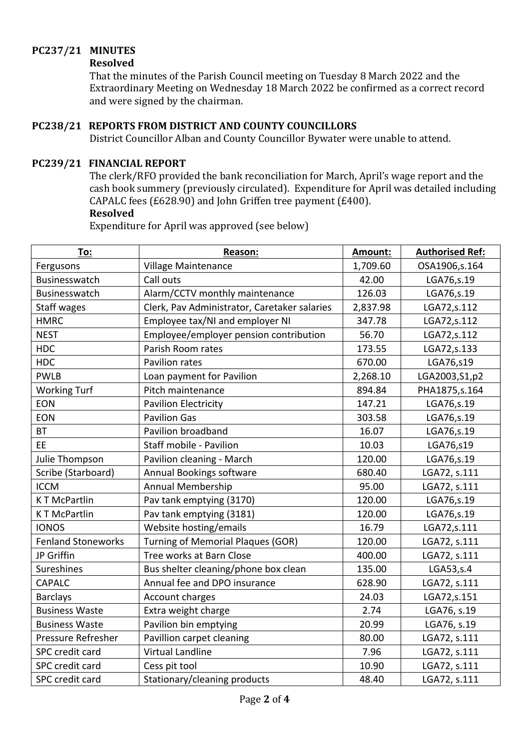**PC237/21 MINUTES**

**Resolved**

That the minutes of the Parish Council meeting on Tuesday 8 March 2022 and the Extraordinary Meeting on Wednesday 18 March 2022 be confirmed as a correct record and were signed by the chairman.

**PC238/21 REPORTS FROM DISTRICT AND COUNTY COUNCILLORS**

District Councillor Alban and County Councillor Bywater were unable to attend.

**PC239/21 FINANCIAL REPORT**

The clerk/RFO provided the bank reconciliation for March, April's wage report and the cash book summery (previously circulated). Expenditure for April was detailed including CAPALC fees (£628.90) and John Griffen tree payment (£400).

**Resolved**

Expenditure for April was approved (see below)

| To: | Reason: | Amount: | Authorised Ref: |
|---|---|---|---|
| Fergusons | Village Maintenance | 1,709.60 | OSA1906,s.164 |
| Businesswatch | Call outs | 42.00 | LGA76,s.19 |
| Businesswatch | Alarm/CCTV monthly maintenance | 126.03 | LGA76,s.19 |
| Staff wages | Clerk, Pav Administrator, Caretaker salaries | 2,837.98 | LGA72,s.112 |
| HMRC | Employee tax/NI and employer NI | 347.78 | LGA72,s.112 |
| NEST | Employee/employer pension contribution | 56.70 | LGA72,s.112 |
| HDC | Parish Room rates | 173.55 | LGA72,s.133 |
| HDC | Pavilion rates | 670.00 | LGA76,s19 |
| PWLB | Loan payment for Pavilion | 2,268.10 | LGA2003,S1,p2 |
| Working Turf | Pitch maintenance | 894.84 | PHA1875,s.164 |
| EON | Pavilion Electricity | 147.21 | LGA76,s.19 |
| EON | Pavilion Gas | 303.58 | LGA76,s.19 |
| BT | Pavilion broadband | 16.07 | LGA76,s.19 |
| EE | Staff mobile - Pavilion | 10.03 | LGA76,s19 |
| Julie Thompson | Pavilion cleaning - March | 120.00 | LGA76,s.19 |
| Scribe (Starboard) | Annual Bookings software | 680.40 | LGA72, s.111 |
| ICCM | Annual Membership | 95.00 | LGA72, s.111 |
| K T McPartlin | Pav tank emptying (3170) | 120.00 | LGA76,s.19 |
| K T McPartlin | Pav tank emptying (3181) | 120.00 | LGA76,s.19 |
| IONOS | Website hosting/emails | 16.79 | LGA72,s.111 |
| Fenland Stoneworks | Turning of Memorial Plaques (GOR) | 120.00 | LGA72, s.111 |
| JP Griffin | Tree works at Barn Close | 400.00 | LGA72, s.111 |
| Sureshines | Bus shelter cleaning/phone box clean | 135.00 | LGA53,s.4 |
| CAPALC | Annual fee and DPO insurance | 628.90 | LGA72, s.111 |
| Barclays | Account charges | 24.03 | LGA72,s.151 |
| Business Waste | Extra weight charge | 2.74 | LGA76, s.19 |
| Business Waste | Pavilion bin emptying | 20.99 | LGA76, s.19 |
| Pressure Refresher | Pavillion carpet cleaning | 80.00 | LGA72, s.111 |
| SPC credit card | Virtual Landline | 7.96 | LGA72, s.111 |
| SPC credit card | Cess pit tool | 10.90 | LGA72, s.111 |
| SPC credit card | Stationary/cleaning products | 48.40 | LGA72, s.111 |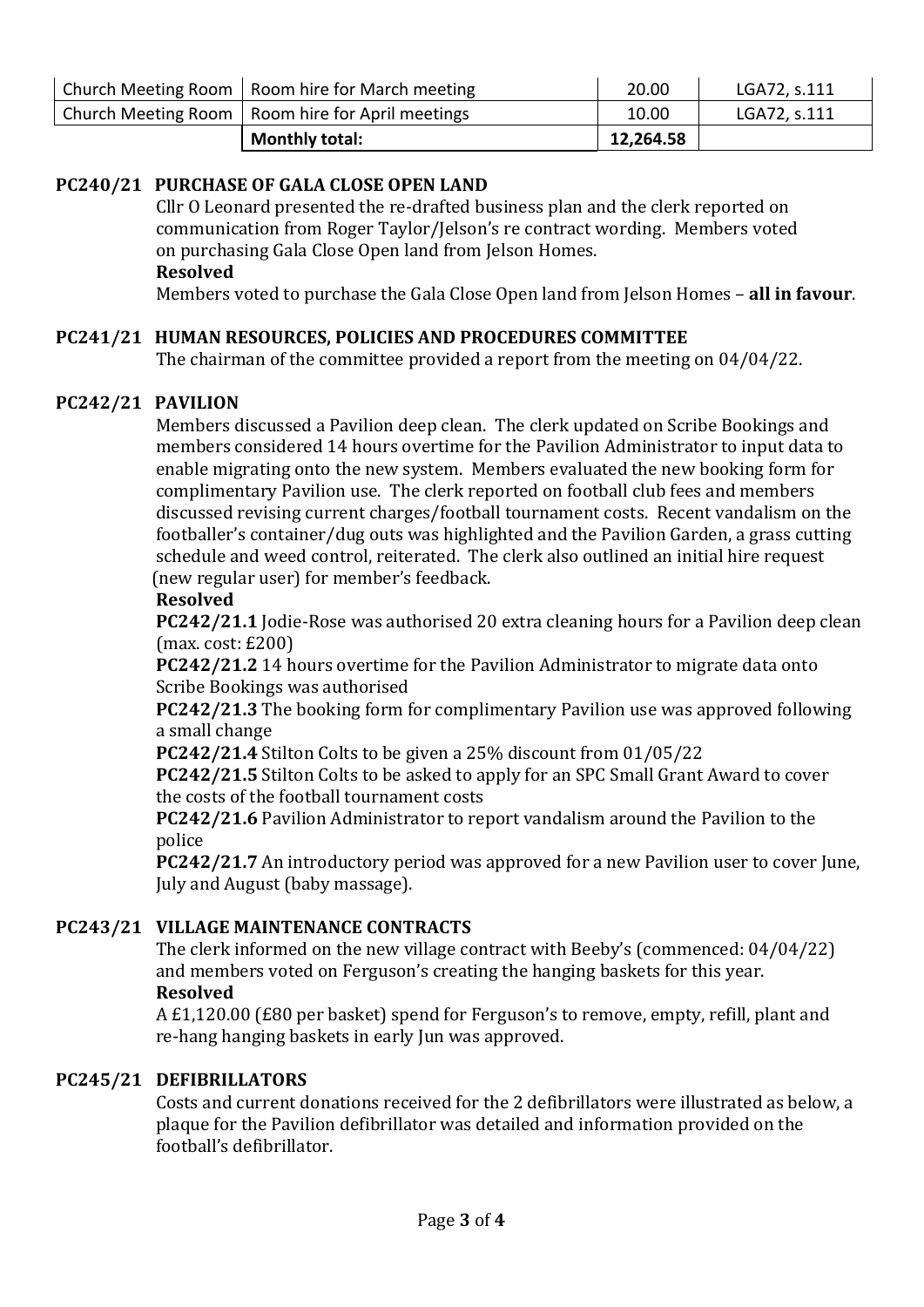| | | | |
|---|---|---|---|
| Church Meeting Room | Room hire for March meeting | 20.00 | LGA72, s.111 |
| Church Meeting Room | Room hire for April meetings | 10.00 | LGA72, s.111 |
| | **Monthly total:** | **12,264.58** | |

**PC240/21 PURCHASE OF GALA CLOSE OPEN LAND**

Cllr O Leonard presented the re-drafted business plan and the clerk reported on communication from Roger Taylor/Jelson's re contract wording. Members voted on purchasing Gala Close Open land from Jelson Homes.

**Resolved**

Members voted to purchase the Gala Close Open land from Jelson Homes – **all in favour**.

**PC241/21 HUMAN RESOURCES, POLICIES AND PROCEDURES COMMITTEE**

The chairman of the committee provided a report from the meeting on 04/04/22.

**PC242/21 PAVILION**

Members discussed a Pavilion deep clean. The clerk updated on Scribe Bookings and members considered 14 hours overtime for the Pavilion Administrator to input data to enable migrating onto the new system. Members evaluated the new booking form for complimentary Pavilion use. The clerk reported on football club fees and members discussed revising current charges/football tournament costs. Recent vandalism on the footballer's container/dug outs was highlighted and the Pavilion Garden, a grass cutting schedule and weed control, reiterated. The clerk also outlined an initial hire request (new regular user) for member's feedback.

**Resolved**

**PC242/21.1** Jodie-Rose was authorised 20 extra cleaning hours for a Pavilion deep clean (max. cost: £200)

**PC242/21.2** 14 hours overtime for the Pavilion Administrator to migrate data onto Scribe Bookings was authorised

**PC242/21.3** The booking form for complimentary Pavilion use was approved following a small change

**PC242/21.4** Stilton Colts to be given a 25% discount from 01/05/22

**PC242/21.5** Stilton Colts to be asked to apply for an SPC Small Grant Award to cover the costs of the football tournament costs

**PC242/21.6** Pavilion Administrator to report vandalism around the Pavilion to the police

**PC242/21.7** An introductory period was approved for a new Pavilion user to cover June, July and August (baby massage).

**PC243/21 VILLAGE MAINTENANCE CONTRACTS**

The clerk informed on the new village contract with Beeby's (commenced: 04/04/22) and members voted on Ferguson's creating the hanging baskets for this year.

**Resolved**

A £1,120.00 (£80 per basket) spend for Ferguson's to remove, empty, refill, plant and re-hang hanging baskets in early Jun was approved.

**PC245/21 DEFIBRILLATORS**

Costs and current donations received for the 2 defibrillators were illustrated as below, a plaque for the Pavilion defibrillator was detailed and information provided on the football's defibrillator.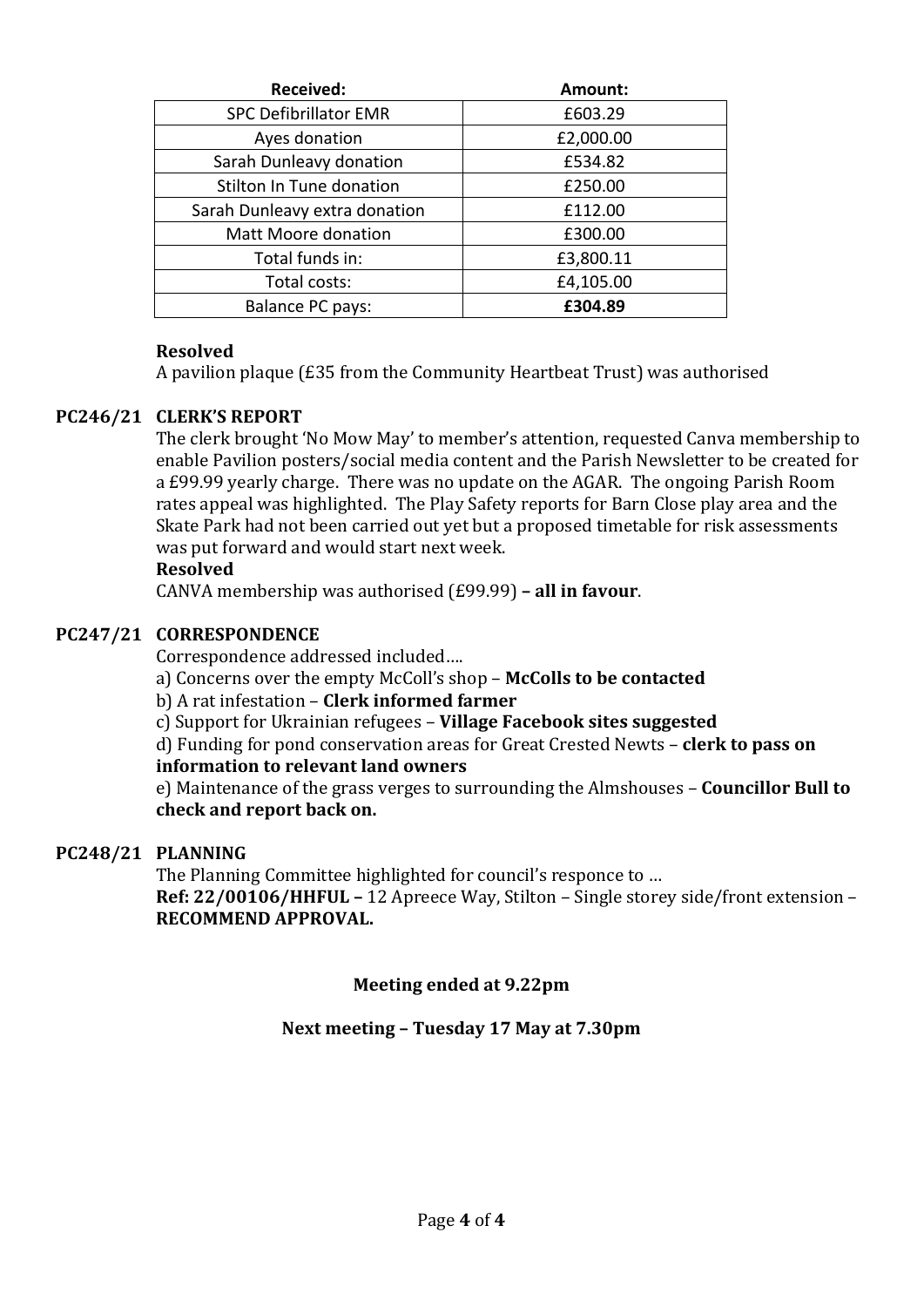| Received: | Amount: |
|---|---|
| SPC Defibrillator EMR | £603.29 |
| Ayes donation | £2,000.00 |
| Sarah Dunleavy donation | £534.82 |
| Stilton In Tune donation | £250.00 |
| Sarah Dunleavy extra donation | £112.00 |
| Matt Moore donation | £300.00 |
| Total funds in: | £3,800.11 |
| Total costs: | £4,105.00 |
| Balance PC pays: | **£304.89** |

**Resolved**

A pavilion plaque (£35 from the Community Heartbeat Trust) was authorised

**PC246/21 CLERK'S REPORT**

The clerk brought 'No Mow May' to member's attention, requested Canva membership to enable Pavilion posters/social media content and the Parish Newsletter to be created for a £99.99 yearly charge. There was no update on the AGAR. The ongoing Parish Room rates appeal was highlighted. The Play Safety reports for Barn Close play area and the Skate Park had not been carried out yet but a proposed timetable for risk assessments was put forward and would start next week.

**Resolved**

CANVA membership was authorised (£99.99) **– all in favour**.

**PC247/21 CORRESPONDENCE**

Correspondence addressed included….

a) Concerns over the empty McColl's shop – **McColls to be contacted**

b) A rat infestation – **Clerk informed farmer**

c) Support for Ukrainian refugees – **Village Facebook sites suggested**

d) Funding for pond conservation areas for Great Crested Newts – **clerk to pass on information to relevant land owners**

e) Maintenance of the grass verges to surrounding the Almshouses – **Councillor Bull to check and report back on.**

**PC248/21 PLANNING**

The Planning Committee highlighted for council's responce to …

**Ref: 22/00106/HHFUL –** 12 Apreece Way, Stilton – Single storey side/front extension – **RECOMMEND APPROVAL.**

**Meeting ended at 9.22pm**

**Next meeting – Tuesday 17 May at 7.30pm**